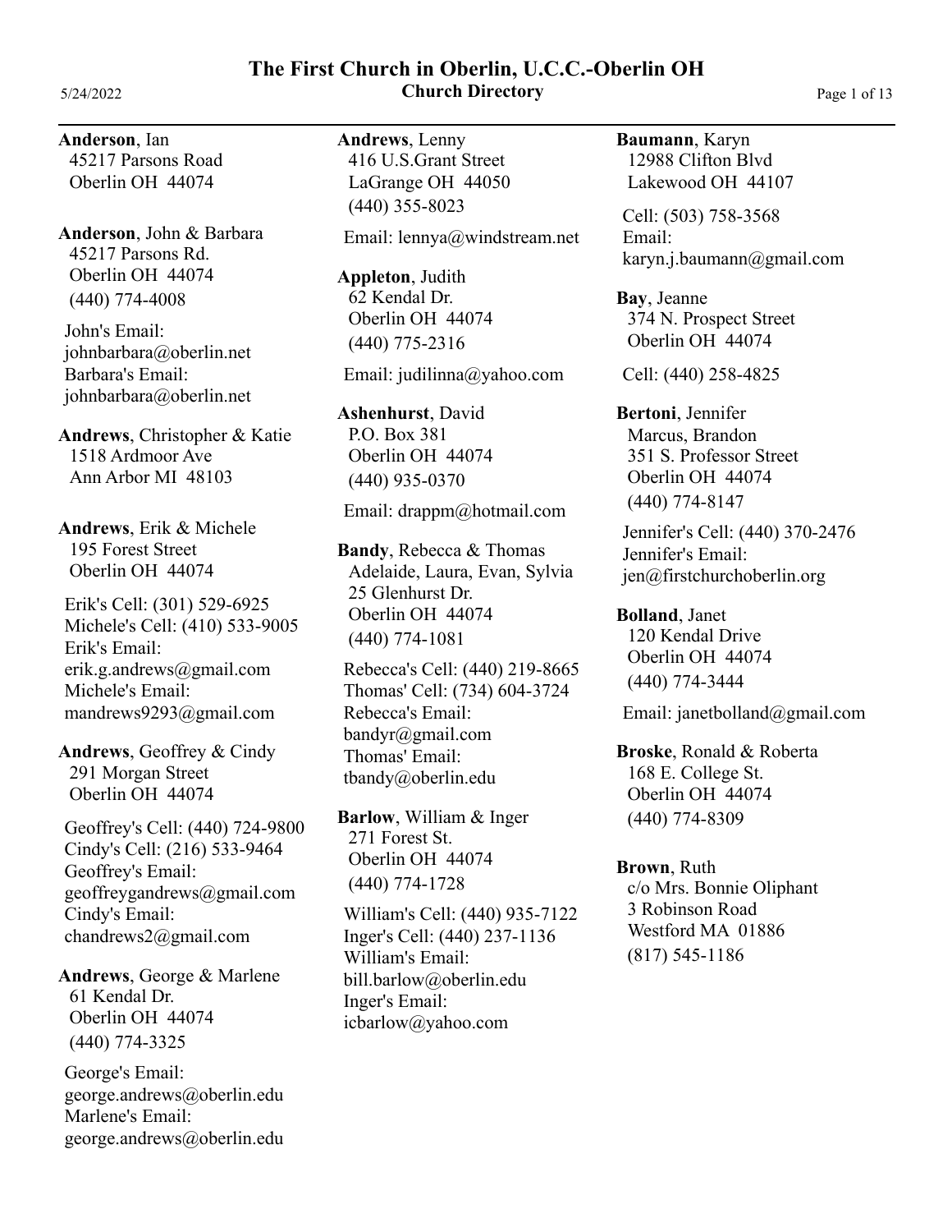# The First Church in Oberlin, U.C.C.-Oberlin OH

## Church Directory

5/24/2022

**Anderson**, Ian
45217 Parsons Road
Oberlin OH 44074

**Anderson**, John & Barbara
45217 Parsons Rd.
Oberlin OH 44074
(440) 774-4008

John's Email:
johnbarbara@oberlin.net
Barbara's Email:
johnbarbara@oberlin.net

**Andrews**, Christopher & Katie
1518 Ardmoor Ave
Ann Arbor MI 48103

**Andrews**, Erik & Michele
195 Forest Street
Oberlin OH 44074

Erik's Cell: (301) 529-6925
Michele's Cell: (410) 533-9005
Erik's Email:
erik.g.andrews@gmail.com
Michele's Email:
mandrews9293@gmail.com

**Andrews**, Geoffrey & Cindy
291 Morgan Street
Oberlin OH 44074

Geoffrey's Cell: (440) 724-9800
Cindy's Cell: (216) 533-9464
Geoffrey's Email:
geoffreygandrews@gmail.com
Cindy's Email:
chandrews2@gmail.com

**Andrews**, George & Marlene
61 Kendal Dr.
Oberlin OH 44074
(440) 774-3325

George's Email:
george.andrews@oberlin.edu
Marlene's Email:
george.andrews@oberlin.edu

**Andrews**, Lenny
416 U.S.Grant Street
LaGrange OH 44050
(440) 355-8023

Email: lennya@windstream.net

**Appleton**, Judith
62 Kendal Dr.
Oberlin OH 44074
(440) 775-2316

Email: judilinna@yahoo.com

**Ashenhurst**, David
P.O. Box 381
Oberlin OH 44074
(440) 935-0370

Email: drappm@hotmail.com

**Bandy**, Rebecca & Thomas
Adelaide, Laura, Evan, Sylvia
25 Glenhurst Dr.
Oberlin OH 44074
(440) 774-1081

Rebecca's Cell: (440) 219-8665
Thomas' Cell: (734) 604-3724
Rebecca's Email:
bandyr@gmail.com
Thomas' Email:
tbandy@oberlin.edu

**Barlow**, William & Inger
271 Forest St.
Oberlin OH 44074
(440) 774-1728

William's Cell: (440) 935-7122
Inger's Cell: (440) 237-1136
William's Email:
bill.barlow@oberlin.edu
Inger's Email:
icbarlow@yahoo.com

**Baumann**, Karyn
12988 Clifton Blvd
Lakewood OH 44107

Cell: (503) 758-3568
Email:
karyn.j.baumann@gmail.com

**Bay**, Jeanne
374 N. Prospect Street
Oberlin OH 44074

Cell: (440) 258-4825

**Bertoni**, Jennifer
Marcus, Brandon
351 S. Professor Street
Oberlin OH 44074
(440) 774-8147

Jennifer's Cell: (440) 370-2476
Jennifer's Email:
jen@firstchurchoberlin.org

**Bolland**, Janet
120 Kendal Drive
Oberlin OH 44074
(440) 774-3444

Email: janetbolland@gmail.com

**Broske**, Ronald & Roberta
168 E. College St.
Oberlin OH 44074
(440) 774-8309

**Brown**, Ruth
c/o Mrs. Bonnie Oliphant
3 Robinson Road
Westford MA 01886
(817) 545-1186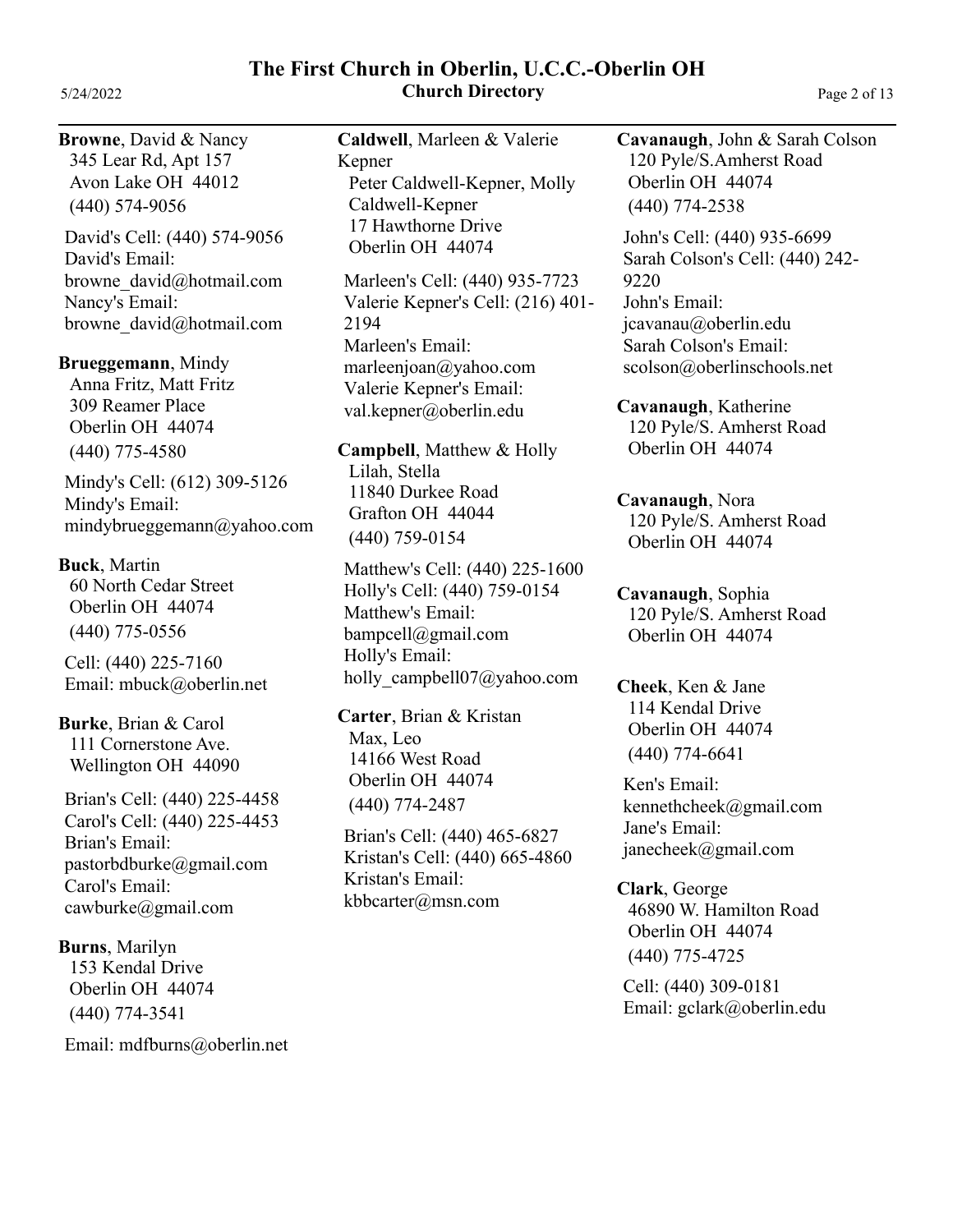**Browne**, David & Nancy
345 Lear Rd, Apt 157
Avon Lake OH 44012
(440) 574-9056

David's Cell: (440) 574-9056
David's Email:
browne_david@hotmail.com
Nancy's Email:
browne_david@hotmail.com

**Brueggemann**, Mindy
Anna Fritz, Matt Fritz
309 Reamer Place
Oberlin OH 44074
(440) 775-4580

Mindy's Cell: (612) 309-5126
Mindy's Email:
mindybrueggemann@yahoo.com

**Buck**, Martin
60 North Cedar Street
Oberlin OH 44074
(440) 775-0556

Cell: (440) 225-7160
Email: mbuck@oberlin.net

**Burke**, Brian & Carol
111 Cornerstone Ave.
Wellington OH 44090

Brian's Cell: (440) 225-4458
Carol's Cell: (440) 225-4453
Brian's Email:
pastorbdburke@gmail.com
Carol's Email:
cawburke@gmail.com

**Burns**, Marilyn
153 Kendal Drive
Oberlin OH 44074
(440) 774-3541

Email: mdfburns@oberlin.net

**Caldwell**, Marleen & Valerie Kepner
Peter Caldwell-Kepner, Molly Caldwell-Kepner
17 Hawthorne Drive
Oberlin OH 44074

Marleen's Cell: (440) 935-7723
Valerie Kepner's Cell: (216) 401-2194
Marleen's Email:
marleenjoan@yahoo.com
Valerie Kepner's Email:
val.kepner@oberlin.edu

**Campbell**, Matthew & Holly
Lilah, Stella
11840 Durkee Road
Grafton OH 44044
(440) 759-0154

Matthew's Cell: (440) 225-1600
Holly's Cell: (440) 759-0154
Matthew's Email:
bampcell@gmail.com
Holly's Email:
holly_campbell07@yahoo.com

**Carter**, Brian & Kristan
Max, Leo
14166 West Road
Oberlin OH 44074
(440) 774-2487

Brian's Cell: (440) 465-6827
Kristan's Cell: (440) 665-4860
Kristan's Email:
kbbcarter@msn.com

**Cavanaugh**, John & Sarah Colson
120 Pyle/S.Amherst Road
Oberlin OH 44074
(440) 774-2538

John's Cell: (440) 935-6699
Sarah Colson's Cell: (440) 242-9220
John's Email:
jcavanau@oberlin.edu
Sarah Colson's Email:
scolson@oberlinschools.net

**Cavanaugh**, Katherine
120 Pyle/S. Amherst Road
Oberlin OH 44074

**Cavanaugh**, Nora
120 Pyle/S. Amherst Road
Oberlin OH 44074

**Cavanaugh**, Sophia
120 Pyle/S. Amherst Road
Oberlin OH 44074

**Cheek**, Ken & Jane
114 Kendal Drive
Oberlin OH 44074
(440) 774-6641

Ken's Email:
kennethcheek@gmail.com
Jane's Email:
janecheek@gmail.com

**Clark**, George
46890 W. Hamilton Road
Oberlin OH 44074
(440) 775-4725

Cell: (440) 309-0181
Email: gclark@oberlin.edu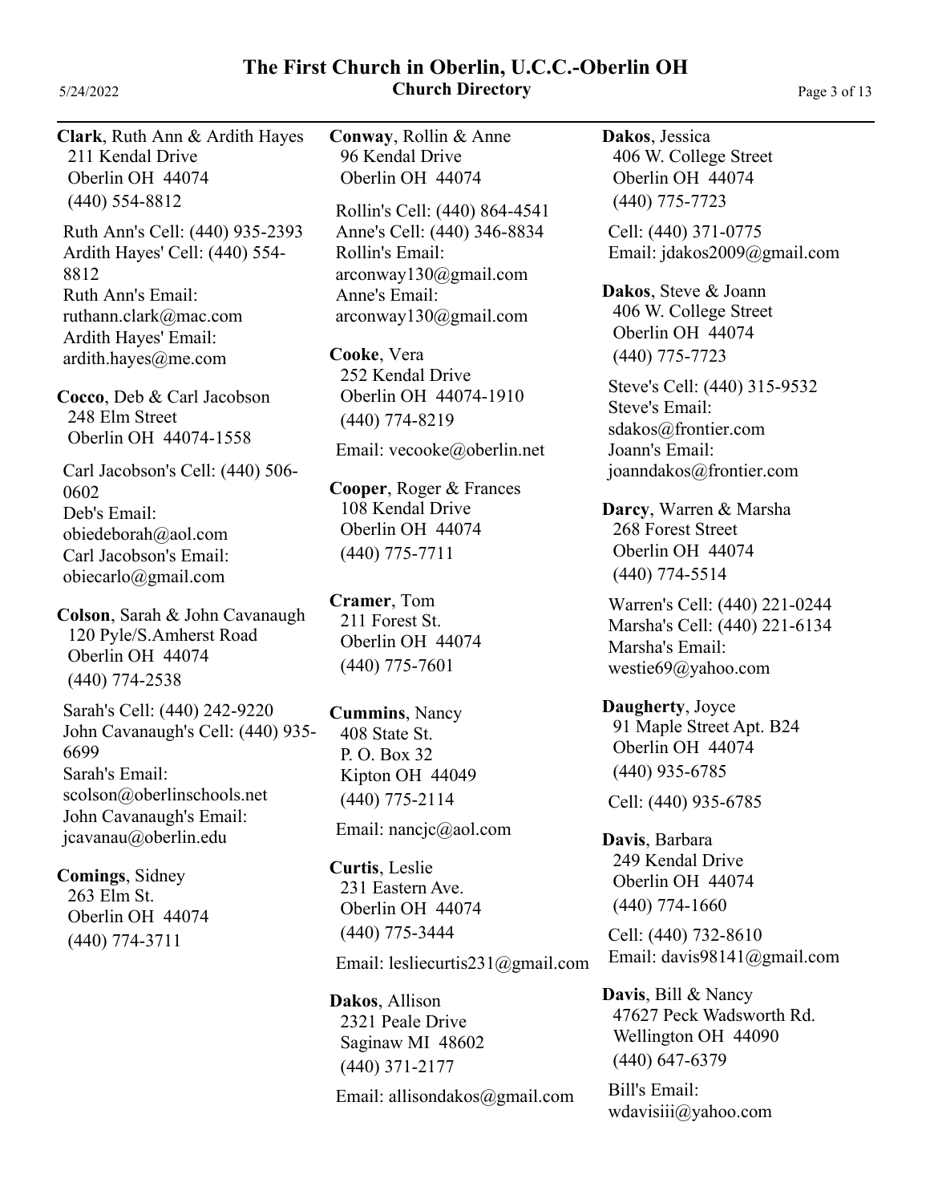**Clark**, Ruth Ann & Ardith Hayes
211 Kendal Drive
Oberlin OH 44074
(440) 554-8812

Ruth Ann's Cell: (440) 935-2393
Ardith Hayes' Cell: (440) 554-8812
Ruth Ann's Email: ruthann.clark@mac.com
Ardith Hayes' Email: ardith.hayes@me.com

**Cocco**, Deb & Carl Jacobson
248 Elm Street
Oberlin OH 44074-1558

Carl Jacobson's Cell: (440) 506-0602
Deb's Email: obiedeborah@aol.com
Carl Jacobson's Email: obiecarlo@gmail.com

**Colson**, Sarah & John Cavanaugh
120 Pyle/S.Amherst Road
Oberlin OH 44074
(440) 774-2538

Sarah's Cell: (440) 242-9220
John Cavanaugh's Cell: (440) 935-6699
Sarah's Email: scolson@oberlinschools.net
John Cavanaugh's Email: jcavanau@oberlin.edu

**Comings**, Sidney
263 Elm St.
Oberlin OH 44074
(440) 774-3711

**Conway**, Rollin & Anne
96 Kendal Drive
Oberlin OH 44074

Rollin's Cell: (440) 864-4541
Anne's Cell: (440) 346-8834
Rollin's Email: arconway130@gmail.com
Anne's Email: arconway130@gmail.com

**Cooke**, Vera
252 Kendal Drive
Oberlin OH 44074-1910
(440) 774-8219

Email: vecooke@oberlin.net

**Cooper**, Roger & Frances
108 Kendal Drive
Oberlin OH 44074
(440) 775-7711

**Cramer**, Tom
211 Forest St.
Oberlin OH 44074
(440) 775-7601

**Cummins**, Nancy
408 State St.
P. O. Box 32
Kipton OH 44049
(440) 775-2114

Email: nancjc@aol.com

**Curtis**, Leslie
231 Eastern Ave.
Oberlin OH 44074
(440) 775-3444

Email: lesliecurtis231@gmail.com

**Dakos**, Allison
2321 Peale Drive
Saginaw MI 48602
(440) 371-2177

Email: allisondakos@gmail.com

**Dakos**, Jessica
406 W. College Street
Oberlin OH 44074
(440) 775-7723

Cell: (440) 371-0775
Email: jdakos2009@gmail.com

**Dakos**, Steve & Joann
406 W. College Street
Oberlin OH 44074
(440) 775-7723

Steve's Cell: (440) 315-9532
Steve's Email: sdakos@frontier.com
Joann's Email: joanndakos@frontier.com

**Darcy**, Warren & Marsha
268 Forest Street
Oberlin OH 44074
(440) 774-5514

Warren's Cell: (440) 221-0244
Marsha's Cell: (440) 221-6134
Marsha's Email: westie69@yahoo.com

**Daugherty**, Joyce
91 Maple Street Apt. B24
Oberlin OH 44074
(440) 935-6785

Cell: (440) 935-6785

**Davis**, Barbara
249 Kendal Drive
Oberlin OH 44074
(440) 774-1660

Cell: (440) 732-8610
Email: davis98141@gmail.com

**Davis**, Bill & Nancy
47627 Peck Wadsworth Rd.
Wellington OH 44090
(440) 647-6379

Bill's Email: wdavisiii@yahoo.com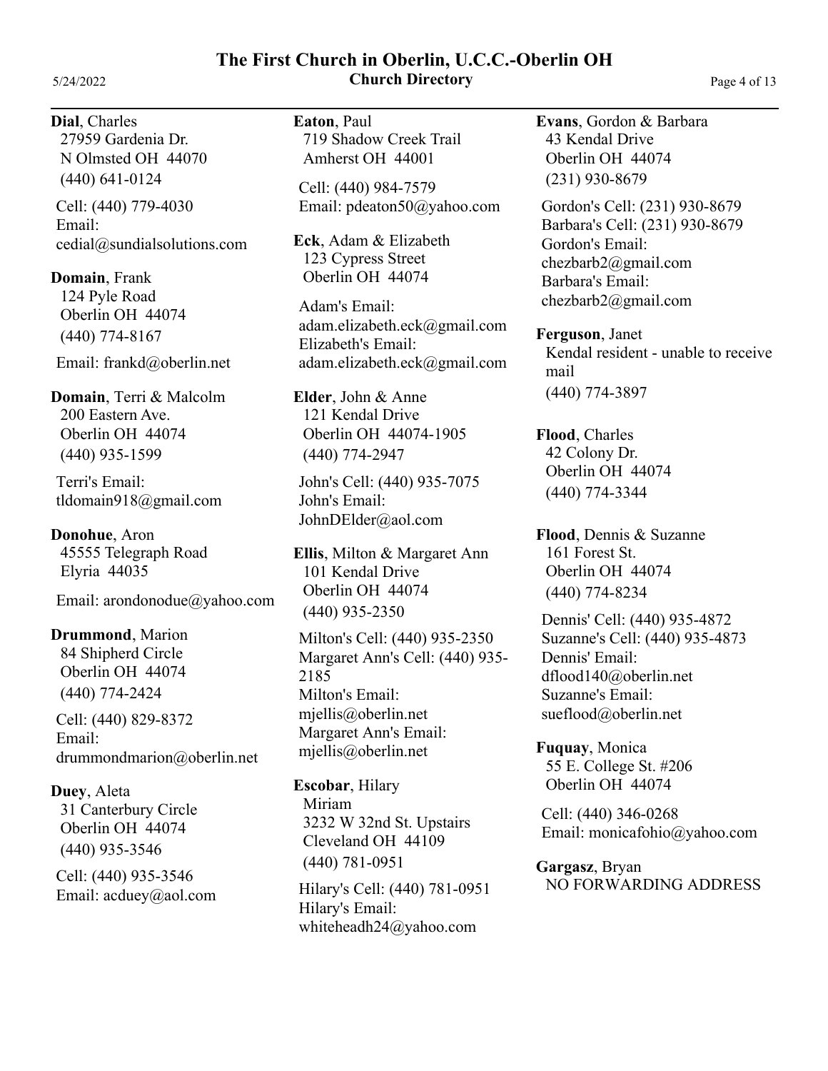**Dial**, Charles
27959 Gardenia Dr.
N Olmsted OH 44070
(440) 641-0124

Cell: (440) 779-4030
Email:
cedial@sundialsolutions.com

**Domain**, Frank
124 Pyle Road
Oberlin OH 44074
(440) 774-8167

Email: frankd@oberlin.net

**Domain**, Terri & Malcolm
200 Eastern Ave.
Oberlin OH 44074
(440) 935-1599

Terri's Email:
tldomain918@gmail.com

**Donohue**, Aron
45555 Telegraph Road
Elyria 44035

Email: arondonodue@yahoo.com

**Drummond**, Marion
84 Shipherd Circle
Oberlin OH 44074
(440) 774-2424

Cell: (440) 829-8372
Email:
drummondmarion@oberlin.net

**Duey**, Aleta
31 Canterbury Circle
Oberlin OH 44074
(440) 935-3546

Cell: (440) 935-3546
Email: acduey@aol.com

**Eaton**, Paul
719 Shadow Creek Trail
Amherst OH 44001

Cell: (440) 984-7579
Email: pdeaton50@yahoo.com

**Eck**, Adam & Elizabeth
123 Cypress Street
Oberlin OH 44074

Adam's Email:
adam.elizabeth.eck@gmail.com
Elizabeth's Email:
adam.elizabeth.eck@gmail.com

**Elder**, John & Anne
121 Kendal Drive
Oberlin OH 44074-1905
(440) 774-2947

John's Cell: (440) 935-7075
John's Email:
JohnDElder@aol.com

**Ellis**, Milton & Margaret Ann
101 Kendal Drive
Oberlin OH 44074
(440) 935-2350

Milton's Cell: (440) 935-2350
Margaret Ann's Cell: (440) 935-2185
Milton's Email:
mjellis@oberlin.net
Margaret Ann's Email:
mjellis@oberlin.net

**Escobar**, Hilary
Miriam
3232 W 32nd St. Upstairs
Cleveland OH 44109
(440) 781-0951

Hilary's Cell: (440) 781-0951
Hilary's Email:
whiteheadh24@yahoo.com

**Evans**, Gordon & Barbara
43 Kendal Drive
Oberlin OH 44074
(231) 930-8679

Gordon's Cell: (231) 930-8679
Barbara's Cell: (231) 930-8679
Gordon's Email:
chezbarb2@gmail.com
Barbara's Email:
chezbarb2@gmail.com

**Ferguson**, Janet
Kendal resident - unable to receive mail
(440) 774-3897

**Flood**, Charles
42 Colony Dr.
Oberlin OH 44074
(440) 774-3344

**Flood**, Dennis & Suzanne
161 Forest St.
Oberlin OH 44074
(440) 774-8234

Dennis' Cell: (440) 935-4872
Suzanne's Cell: (440) 935-4873
Dennis' Email:
dflood140@oberlin.net
Suzanne's Email:
sueflood@oberlin.net

**Fuquay**, Monica
55 E. College St. #206
Oberlin OH 44074

Cell: (440) 346-0268
Email: monicafohio@yahoo.com

**Gargasz**, Bryan
NO FORWARDING ADDRESS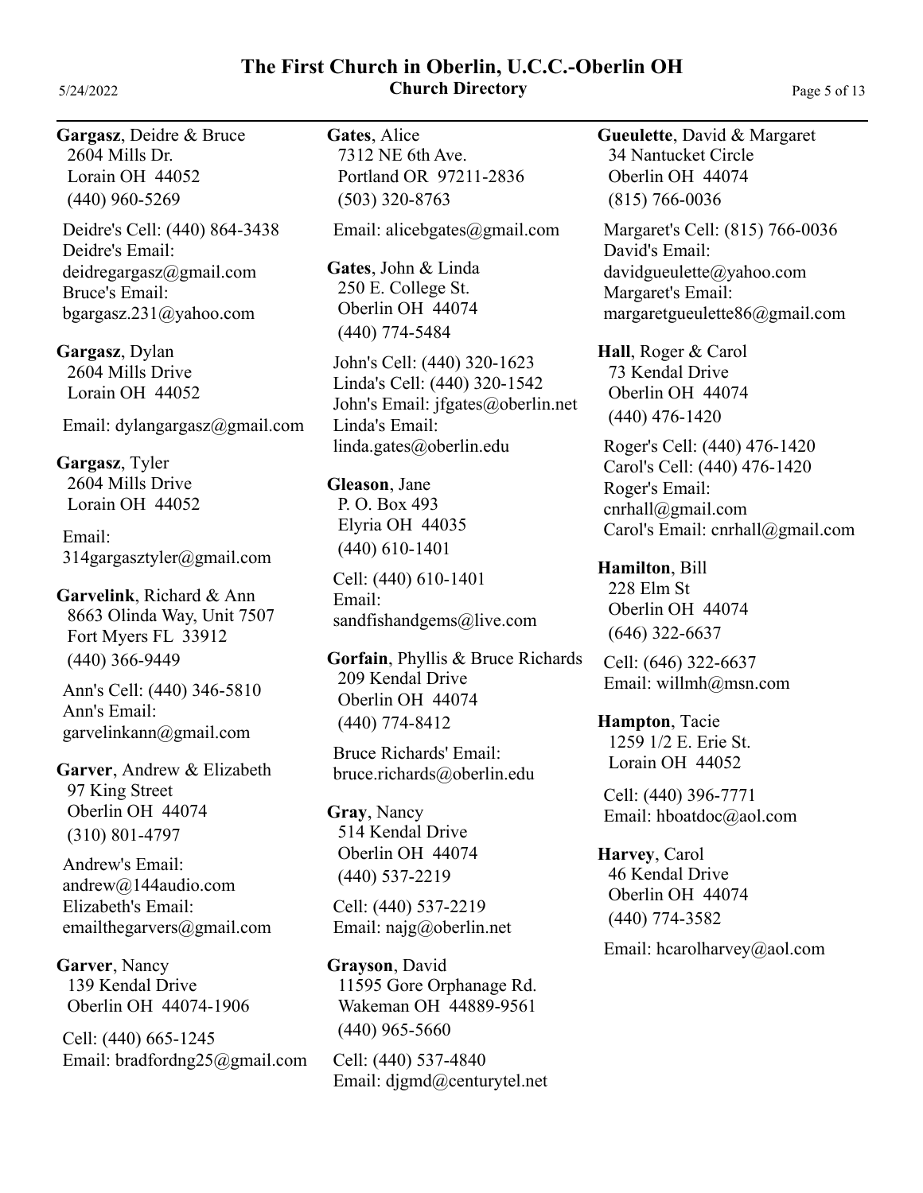**Gargasz**, Deidre & Bruce
2604 Mills Dr.
Lorain OH 44052
(440) 960-5269

Deidre's Cell: (440) 864-3438
Deidre's Email:
deidregargasz@gmail.com
Bruce's Email:
bgargasz.231@yahoo.com

**Gargasz**, Dylan
2604 Mills Drive
Lorain OH 44052

Email: dylangargasz@gmail.com

**Gargasz**, Tyler
2604 Mills Drive
Lorain OH 44052

Email:
314gargasztyler@gmail.com

**Garvelink**, Richard & Ann
8663 Olinda Way, Unit 7507
Fort Myers FL 33912
(440) 366-9449

Ann's Cell: (440) 346-5810
Ann's Email:
garvelinkann@gmail.com

**Garver**, Andrew & Elizabeth
97 King Street
Oberlin OH 44074
(310) 801-4797

Andrew's Email:
andrew@144audio.com
Elizabeth's Email:
emailthegarvers@gmail.com

**Garver**, Nancy
139 Kendal Drive
Oberlin OH 44074-1906

Cell: (440) 665-1245
Email: bradfordng25@gmail.com

**Gates**, Alice
7312 NE 6th Ave.
Portland OR 97211-2836
(503) 320-8763

Email: alicebgates@gmail.com

**Gates**, John & Linda
250 E. College St.
Oberlin OH 44074
(440) 774-5484

John's Cell: (440) 320-1623
Linda's Cell: (440) 320-1542
John's Email: jfgates@oberlin.net
Linda's Email:
linda.gates@oberlin.edu

**Gleason**, Jane
P. O. Box 493
Elyria OH 44035
(440) 610-1401

Cell: (440) 610-1401
Email:
sandfishandgems@live.com

**Gorfain**, Phyllis & Bruce Richards
209 Kendal Drive
Oberlin OH 44074
(440) 774-8412

Bruce Richards' Email:
bruce.richards@oberlin.edu

**Gray**, Nancy
514 Kendal Drive
Oberlin OH 44074
(440) 537-2219

Cell: (440) 537-2219
Email: najg@oberlin.net

**Grayson**, David
11595 Gore Orphanage Rd.
Wakeman OH 44889-9561
(440) 965-5660

Cell: (440) 537-4840
Email: djgmd@centurytel.net

**Gueulette**, David & Margaret
34 Nantucket Circle
Oberlin OH 44074
(815) 766-0036

Margaret's Cell: (815) 766-0036
David's Email:
davidgueulette@yahoo.com
Margaret's Email:
margaretgueulette86@gmail.com

**Hall**, Roger & Carol
73 Kendal Drive
Oberlin OH 44074
(440) 476-1420

Roger's Cell: (440) 476-1420
Carol's Cell: (440) 476-1420
Roger's Email:
cnrhall@gmail.com
Carol's Email: cnrhall@gmail.com

**Hamilton**, Bill
228 Elm St
Oberlin OH 44074
(646) 322-6637

Cell: (646) 322-6637
Email: willmh@msn.com

**Hampton**, Tacie
1259 1/2 E. Erie St.
Lorain OH 44052

Cell: (440) 396-7771
Email: hboatdoc@aol.com

**Harvey**, Carol
46 Kendal Drive
Oberlin OH 44074
(440) 774-3582

Email: hcarolharvey@aol.com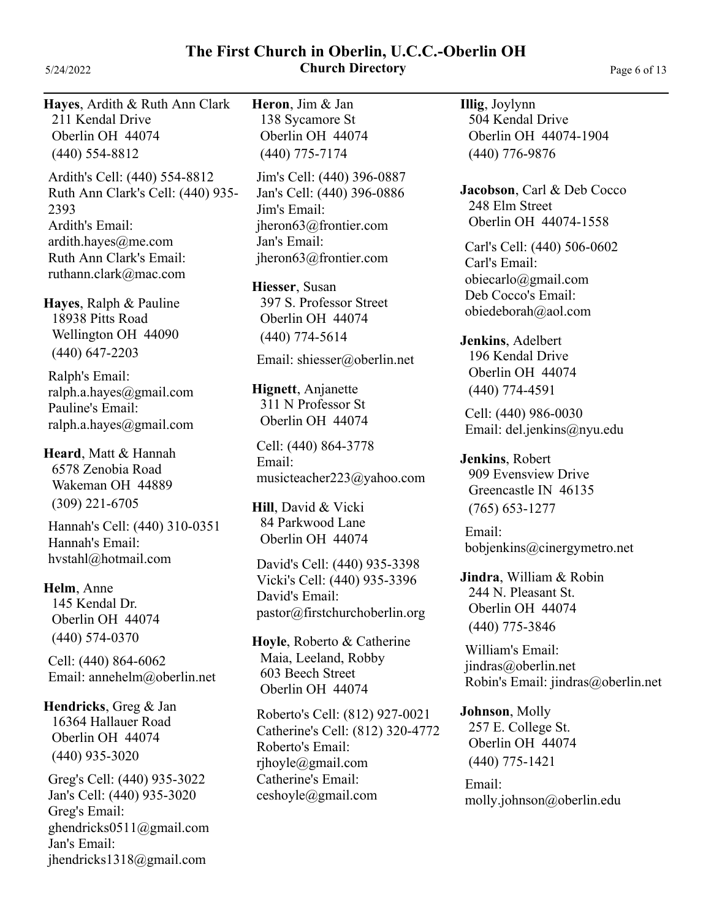**Hayes**, Ardith & Ruth Ann Clark
211 Kendal Drive
Oberlin OH 44074
(440) 554-8812

Ardith's Cell: (440) 554-8812
Ruth Ann Clark's Cell: (440) 935-2393
Ardith's Email: ardith.hayes@me.com
Ruth Ann Clark's Email: ruthann.clark@mac.com

**Hayes**, Ralph & Pauline
18938 Pitts Road
Wellington OH 44090
(440) 647-2203

Ralph's Email: ralph.a.hayes@gmail.com
Pauline's Email: ralph.a.hayes@gmail.com

**Heard**, Matt & Hannah
6578 Zenobia Road
Wakeman OH 44889
(309) 221-6705

Hannah's Cell: (440) 310-0351
Hannah's Email: hvstahl@hotmail.com

**Helm**, Anne
145 Kendal Dr.
Oberlin OH 44074
(440) 574-0370

Cell: (440) 864-6062
Email: annehelm@oberlin.net

**Hendricks**, Greg & Jan
16364 Hallauer Road
Oberlin OH 44074
(440) 935-3020

Greg's Cell: (440) 935-3022
Jan's Cell: (440) 935-3020
Greg's Email: ghendricks0511@gmail.com
Jan's Email: jhendricks1318@gmail.com

**Heron**, Jim & Jan
138 Sycamore St
Oberlin OH 44074
(440) 775-7174

Jim's Cell: (440) 396-0887
Jan's Cell: (440) 396-0886
Jim's Email: jheron63@frontier.com
Jan's Email: jheron63@frontier.com

**Hiesser**, Susan
397 S. Professor Street
Oberlin OH 44074
(440) 774-5614

Email: shiesser@oberlin.net

**Hignett**, Anjanette
311 N Professor St
Oberlin OH 44074

Cell: (440) 864-3778
Email: musicteacher223@yahoo.com

**Hill**, David & Vicki
84 Parkwood Lane
Oberlin OH 44074

David's Cell: (440) 935-3398
Vicki's Cell: (440) 935-3396
David's Email: pastor@firstchurchoberlin.org

**Hoyle**, Roberto & Catherine
Maia, Leeland, Robby
603 Beech Street
Oberlin OH 44074

Roberto's Cell: (812) 927-0021
Catherine's Cell: (812) 320-4772
Roberto's Email: rjhoyle@gmail.com
Catherine's Email: ceshoyle@gmail.com

**Illig**, Joylynn
504 Kendal Drive
Oberlin OH 44074-1904
(440) 776-9876

**Jacobson**, Carl & Deb Cocco
248 Elm Street
Oberlin OH 44074-1558

Carl's Cell: (440) 506-0602
Carl's Email: obiecarlo@gmail.com
Deb Cocco's Email: obiedeborah@aol.com

**Jenkins**, Adelbert
196 Kendal Drive
Oberlin OH 44074
(440) 774-4591

Cell: (440) 986-0030
Email: del.jenkins@nyu.edu

**Jenkins**, Robert
909 Evensview Drive
Greencastle IN 46135
(765) 653-1277

Email: bobjenkins@cinergymetro.net

**Jindra**, William & Robin
244 N. Pleasant St.
Oberlin OH 44074
(440) 775-3846

William's Email: jindras@oberlin.net
Robin's Email: jindras@oberlin.net

**Johnson**, Molly
257 E. College St.
Oberlin OH 44074
(440) 775-1421

Email: molly.johnson@oberlin.edu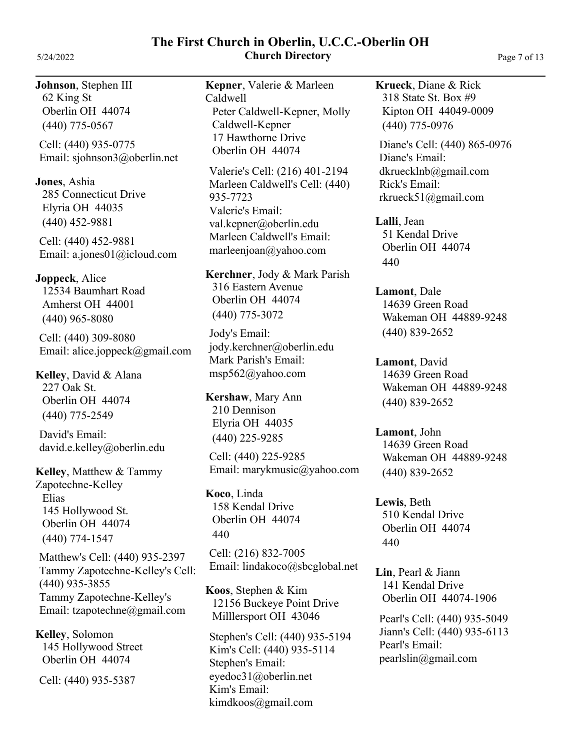**Johnson**, Stephen III
62 King St
Oberlin OH 44074
(440) 775-0567

Cell: (440) 935-0775
Email: sjohnson3@oberlin.net

**Jones**, Ashia
285 Connecticut Drive
Elyria OH 44035
(440) 452-9881

Cell: (440) 452-9881
Email: a.jones01@icloud.com

**Joppeck**, Alice
12534 Baumhart Road
Amherst OH 44001
(440) 965-8080

Cell: (440) 309-8080
Email: alice.joppeck@gmail.com

**Kelley**, David & Alana
227 Oak St.
Oberlin OH 44074
(440) 775-2549

David's Email:
david.e.kelley@oberlin.edu

**Kelley**, Matthew & Tammy Zapotechne-Kelley
Elias
145 Hollywood St.
Oberlin OH 44074
(440) 774-1547

Matthew's Cell: (440) 935-2397
Tammy Zapotechne-Kelley's Cell: (440) 935-3855
Tammy Zapotechne-Kelley's Email: tzapotechne@gmail.com

**Kelley**, Solomon
145 Hollywood Street
Oberlin OH 44074

Cell: (440) 935-5387

**Kepner**, Valerie & Marleen Caldwell
Peter Caldwell-Kepner, Molly Caldwell-Kepner
17 Hawthorne Drive
Oberlin OH 44074

Valerie's Cell: (216) 401-2194
Marleen Caldwell's Cell: (440) 935-7723
Valerie's Email:
val.kepner@oberlin.edu
Marleen Caldwell's Email:
marleenjoan@yahoo.com

**Kerchner**, Jody & Mark Parish
316 Eastern Avenue
Oberlin OH 44074
(440) 775-3072

Jody's Email:
jody.kerchner@oberlin.edu
Mark Parish's Email:
msp562@yahoo.com

**Kershaw**, Mary Ann
210 Dennison
Elyria OH 44035
(440) 225-9285

Cell: (440) 225-9285
Email: marykmusic@yahoo.com

**Koco**, Linda
158 Kendal Drive
Oberlin OH 44074
440

Cell: (216) 832-7005
Email: lindakoco@sbcglobal.net

**Koos**, Stephen & Kim
12156 Buckeye Point Drive
Milllersport OH 43046

Stephen's Cell: (440) 935-5194
Kim's Cell: (440) 935-5114
Stephen's Email:
eyedoc31@oberlin.net
Kim's Email:
kimdkoos@gmail.com

**Krueck**, Diane & Rick
318 State St. Box #9
Kipton OH 44049-0009
(440) 775-0976

Diane's Cell: (440) 865-0976
Diane's Email:
dkruecklnb@gmail.com
Rick's Email:
rkrueck51@gmail.com

**Lalli**, Jean
51 Kendal Drive
Oberlin OH 44074
440

**Lamont**, Dale
14639 Green Road
Wakeman OH 44889-9248
(440) 839-2652

**Lamont**, David
14639 Green Road
Wakeman OH 44889-9248
(440) 839-2652

**Lamont**, John
14639 Green Road
Wakeman OH 44889-9248
(440) 839-2652

**Lewis**, Beth
510 Kendal Drive
Oberlin OH 44074
440

**Lin**, Pearl & Jiann
141 Kendal Drive
Oberlin OH 44074-1906

Pearl's Cell: (440) 935-5049
Jiann's Cell: (440) 935-6113
Pearl's Email:
pearlslin@gmail.com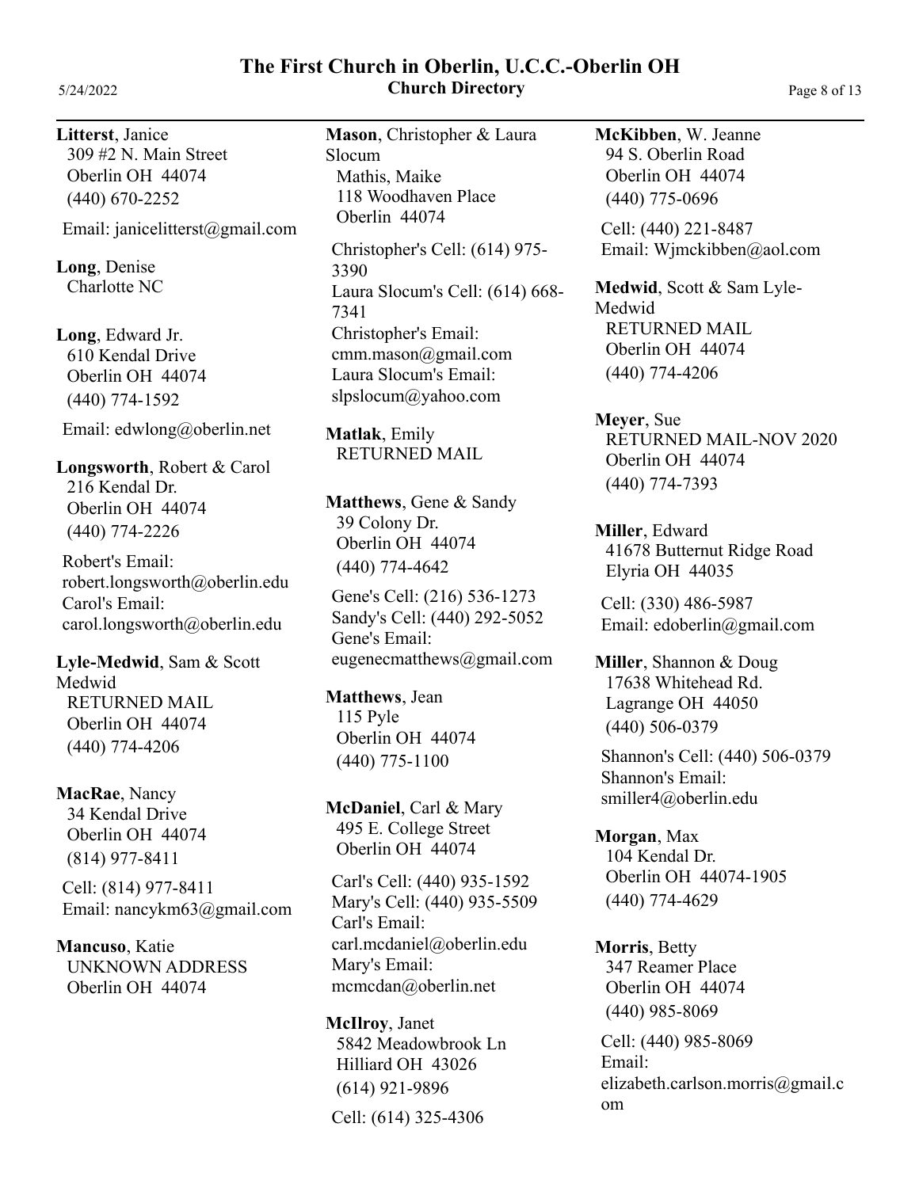**Litterst**, Janice
309 #2 N. Main Street
Oberlin OH 44074
(440) 670-2252

Email: janicelitterst@gmail.com

**Long**, Denise
Charlotte NC

**Long**, Edward Jr.
610 Kendal Drive
Oberlin OH 44074
(440) 774-1592

Email: edwlong@oberlin.net

**Longsworth**, Robert & Carol
216 Kendal Dr.
Oberlin OH 44074
(440) 774-2226

Robert's Email:
robert.longsworth@oberlin.edu
Carol's Email:
carol.longsworth@oberlin.edu

**Lyle-Medwid**, Sam & Scott Medwid
RETURNED MAIL
Oberlin OH 44074
(440) 774-4206

**MacRae**, Nancy
34 Kendal Drive
Oberlin OH 44074
(814) 977-8411

Cell: (814) 977-8411
Email: nancykm63@gmail.com

**Mancuso**, Katie
UNKNOWN ADDRESS
Oberlin OH 44074

**Mason**, Christopher & Laura Slocum
Mathis, Maike
118 Woodhaven Place
Oberlin 44074

Christopher's Cell: (614) 975-3390
Laura Slocum's Cell: (614) 668-7341
Christopher's Email:
cmm.mason@gmail.com
Laura Slocum's Email:
slpslocum@yahoo.com

**Matlak**, Emily
RETURNED MAIL

**Matthews**, Gene & Sandy
39 Colony Dr.
Oberlin OH 44074
(440) 774-4642

Gene's Cell: (216) 536-1273
Sandy's Cell: (440) 292-5052
Gene's Email:
eugenecmatthews@gmail.com

**Matthews**, Jean
115 Pyle
Oberlin OH 44074
(440) 775-1100

**McDaniel**, Carl & Mary
495 E. College Street
Oberlin OH 44074

Carl's Cell: (440) 935-1592
Mary's Cell: (440) 935-5509
Carl's Email:
carl.mcdaniel@oberlin.edu
Mary's Email:
mcmcdan@oberlin.net

**McIlroy**, Janet
5842 Meadowbrook Ln
Hilliard OH 43026
(614) 921-9896

Cell: (614) 325-4306

**McKibben**, W. Jeanne
94 S. Oberlin Road
Oberlin OH 44074
(440) 775-0696

Cell: (440) 221-8487
Email: Wjmckibben@aol.com

**Medwid**, Scott & Sam Lyle-Medwid
RETURNED MAIL
Oberlin OH 44074
(440) 774-4206

**Meyer**, Sue
RETURNED MAIL-NOV 2020
Oberlin OH 44074
(440) 774-7393

**Miller**, Edward
41678 Butternut Ridge Road
Elyria OH 44035

Cell: (330) 486-5987
Email: edoberlin@gmail.com

**Miller**, Shannon & Doug
17638 Whitehead Rd.
Lagrange OH 44050
(440) 506-0379

Shannon's Cell: (440) 506-0379
Shannon's Email:
smiller4@oberlin.edu

**Morgan**, Max
104 Kendal Dr.
Oberlin OH 44074-1905
(440) 774-4629

**Morris**, Betty
347 Reamer Place
Oberlin OH 44074
(440) 985-8069

Cell: (440) 985-8069
Email:
elizabeth.carlson.morris@gmail.com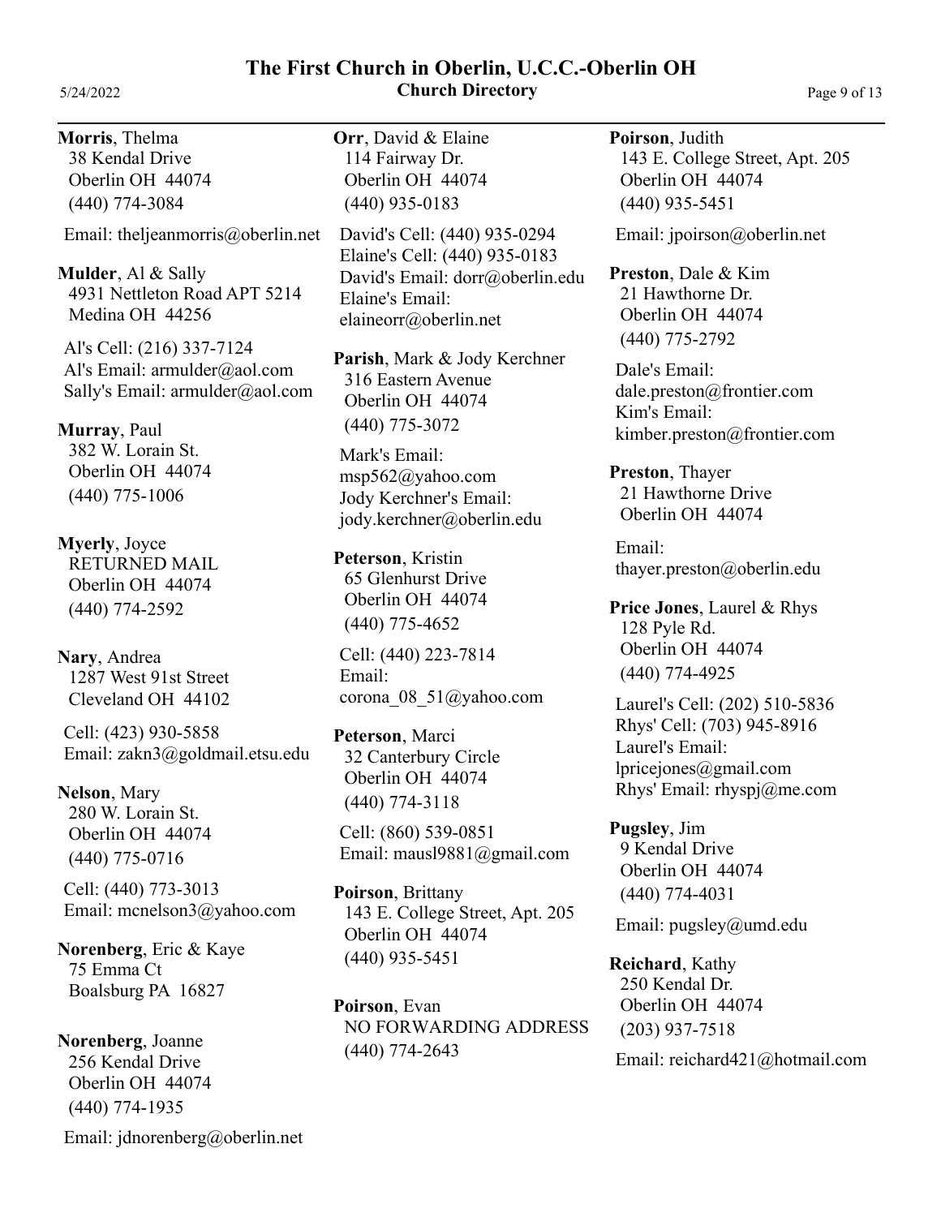**Morris**, Thelma
38 Kendal Drive
Oberlin OH 44074
(440) 774-3084

Email: theljeanmorris@oberlin.net

**Mulder**, Al & Sally
4931 Nettleton Road APT 5214
Medina OH 44256

Al's Cell: (216) 337-7124
Al's Email: armulder@aol.com
Sally's Email: armulder@aol.com

**Murray**, Paul
382 W. Lorain St.
Oberlin OH 44074
(440) 775-1006

**Myerly**, Joyce
RETURNED MAIL
Oberlin OH 44074
(440) 774-2592

**Nary**, Andrea
1287 West 91st Street
Cleveland OH 44102

Cell: (423) 930-5858
Email: zakn3@goldmail.etsu.edu

**Nelson**, Mary
280 W. Lorain St.
Oberlin OH 44074
(440) 775-0716

Cell: (440) 773-3013
Email: mcnelson3@yahoo.com

**Norenberg**, Eric & Kaye
75 Emma Ct
Boalsburg PA 16827

**Norenberg**, Joanne
256 Kendal Drive
Oberlin OH 44074
(440) 774-1935

Email: jdnorenberg@oberlin.net

**Orr**, David & Elaine
114 Fairway Dr.
Oberlin OH 44074
(440) 935-0183

David's Cell: (440) 935-0294
Elaine's Cell: (440) 935-0183
David's Email: dorr@oberlin.edu
Elaine's Email:
elaineorr@oberlin.net

**Parish**, Mark & Jody Kerchner
316 Eastern Avenue
Oberlin OH 44074
(440) 775-3072

Mark's Email:
msp562@yahoo.com
Jody Kerchner's Email:
jody.kerchner@oberlin.edu

**Peterson**, Kristin
65 Glenhurst Drive
Oberlin OH 44074
(440) 775-4652

Cell: (440) 223-7814
Email:
corona_08_51@yahoo.com

**Peterson**, Marci
32 Canterbury Circle
Oberlin OH 44074
(440) 774-3118

Cell: (860) 539-0851
Email: mausl9881@gmail.com

**Poirson**, Brittany
143 E. College Street, Apt. 205
Oberlin OH 44074
(440) 935-5451

**Poirson**, Evan
NO FORWARDING ADDRESS
(440) 774-2643

**Poirson**, Judith
143 E. College Street, Apt. 205
Oberlin OH 44074
(440) 935-5451

Email: jpoirson@oberlin.net

**Preston**, Dale & Kim
21 Hawthorne Dr.
Oberlin OH 44074
(440) 775-2792

Dale's Email:
dale.preston@frontier.com
Kim's Email:
kimber.preston@frontier.com

**Preston**, Thayer
21 Hawthorne Drive
Oberlin OH 44074

Email:
thayer.preston@oberlin.edu

**Price Jones**, Laurel & Rhys
128 Pyle Rd.
Oberlin OH 44074
(440) 774-4925

Laurel's Cell: (202) 510-5836
Rhys' Cell: (703) 945-8916
Laurel's Email:
lpricejones@gmail.com
Rhys' Email: rhyspj@me.com

**Pugsley**, Jim
9 Kendal Drive
Oberlin OH 44074
(440) 774-4031

Email: pugsley@umd.edu

**Reichard**, Kathy
250 Kendal Dr.
Oberlin OH 44074
(203) 937-7518

Email: reichard421@hotmail.com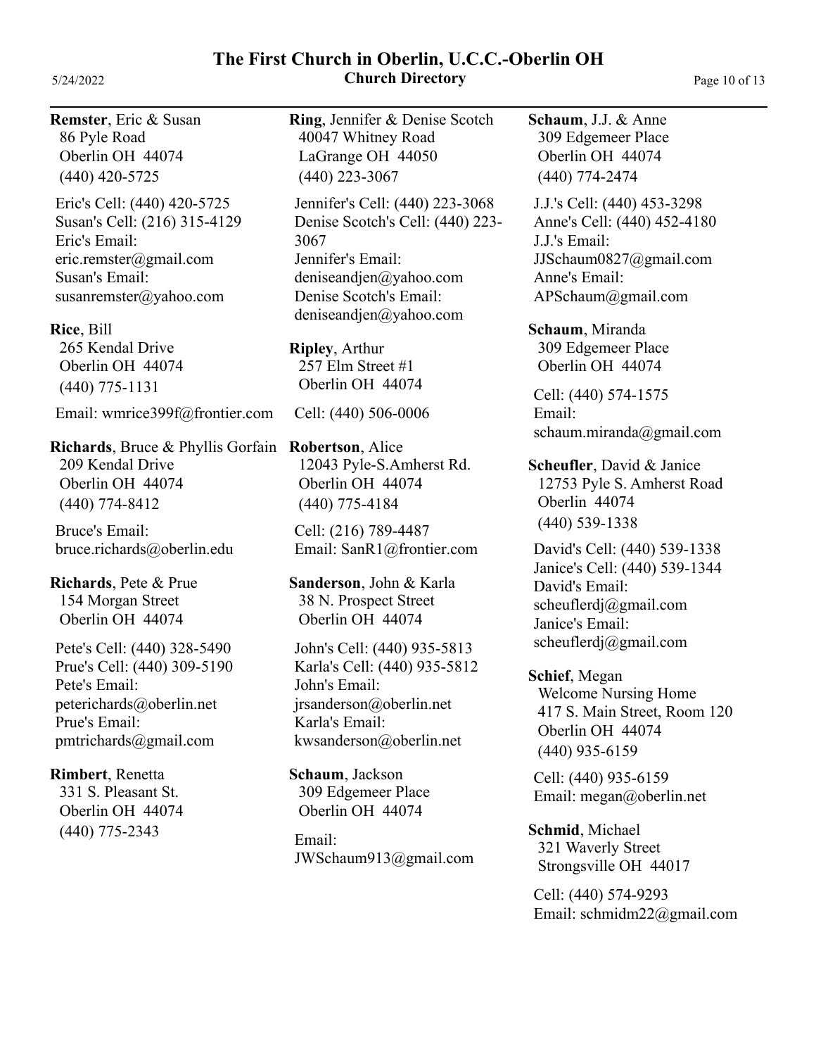# The First Church in Oberlin, U.C.C.-Oberlin OH

## Church Directory

**Remster**, Eric & Susan
86 Pyle Road
Oberlin OH 44074
(440) 420-5725

Eric's Cell: (440) 420-5725
Susan's Cell: (216) 315-4129
Eric's Email:
eric.remster@gmail.com
Susan's Email:
susanremster@yahoo.com

**Rice**, Bill
265 Kendal Drive
Oberlin OH 44074
(440) 775-1131

Email: wmrice399f@frontier.com

**Richards**, Bruce & Phyllis Gorfain
209 Kendal Drive
Oberlin OH 44074
(440) 774-8412

Bruce's Email:
bruce.richards@oberlin.edu

**Richards**, Pete & Prue
154 Morgan Street
Oberlin OH 44074

Pete's Cell: (440) 328-5490
Prue's Cell: (440) 309-5190
Pete's Email:
peterichards@oberlin.net
Prue's Email:
pmtrichards@gmail.com

**Rimbert**, Renetta
331 S. Pleasant St.
Oberlin OH 44074
(440) 775-2343

**Ring**, Jennifer & Denise Scotch
40047 Whitney Road
LaGrange OH 44050
(440) 223-3067

Jennifer's Cell: (440) 223-3068
Denise Scotch's Cell: (440) 223-3067
Jennifer's Email:
deniseandjen@yahoo.com
Denise Scotch's Email:
deniseandjen@yahoo.com

**Ripley**, Arthur
257 Elm Street #1
Oberlin OH 44074

Cell: (440) 506-0006

**Robertson**, Alice
12043 Pyle-S.Amherst Rd.
Oberlin OH 44074
(440) 775-4184

Cell: (216) 789-4487
Email: SanR1@frontier.com

**Sanderson**, John & Karla
38 N. Prospect Street
Oberlin OH 44074

John's Cell: (440) 935-5813
Karla's Cell: (440) 935-5812
John's Email:
jrsanderson@oberlin.net
Karla's Email:
kwsanderson@oberlin.net

**Schaum**, Jackson
309 Edgemeer Place
Oberlin OH 44074

Email:
JWSchaum913@gmail.com

**Schaum**, J.J. & Anne
309 Edgemeer Place
Oberlin OH 44074
(440) 774-2474

J.J.'s Cell: (440) 453-3298
Anne's Cell: (440) 452-4180
J.J.'s Email:
JJSchaum0827@gmail.com
Anne's Email:
APSchaum@gmail.com

**Schaum**, Miranda
309 Edgemeer Place
Oberlin OH 44074

Cell: (440) 574-1575
Email:
schaum.miranda@gmail.com

**Scheufler**, David & Janice
12753 Pyle S. Amherst Road
Oberlin 44074
(440) 539-1338

David's Cell: (440) 539-1338
Janice's Cell: (440) 539-1344
David's Email:
scheuflerdj@gmail.com
Janice's Email:
scheuflerdj@gmail.com

**Schief**, Megan
Welcome Nursing Home
417 S. Main Street, Room 120
Oberlin OH 44074
(440) 935-6159

Cell: (440) 935-6159
Email: megan@oberlin.net

**Schmid**, Michael
321 Waverly Street
Strongsville OH 44017

Cell: (440) 574-9293
Email: schmidm22@gmail.com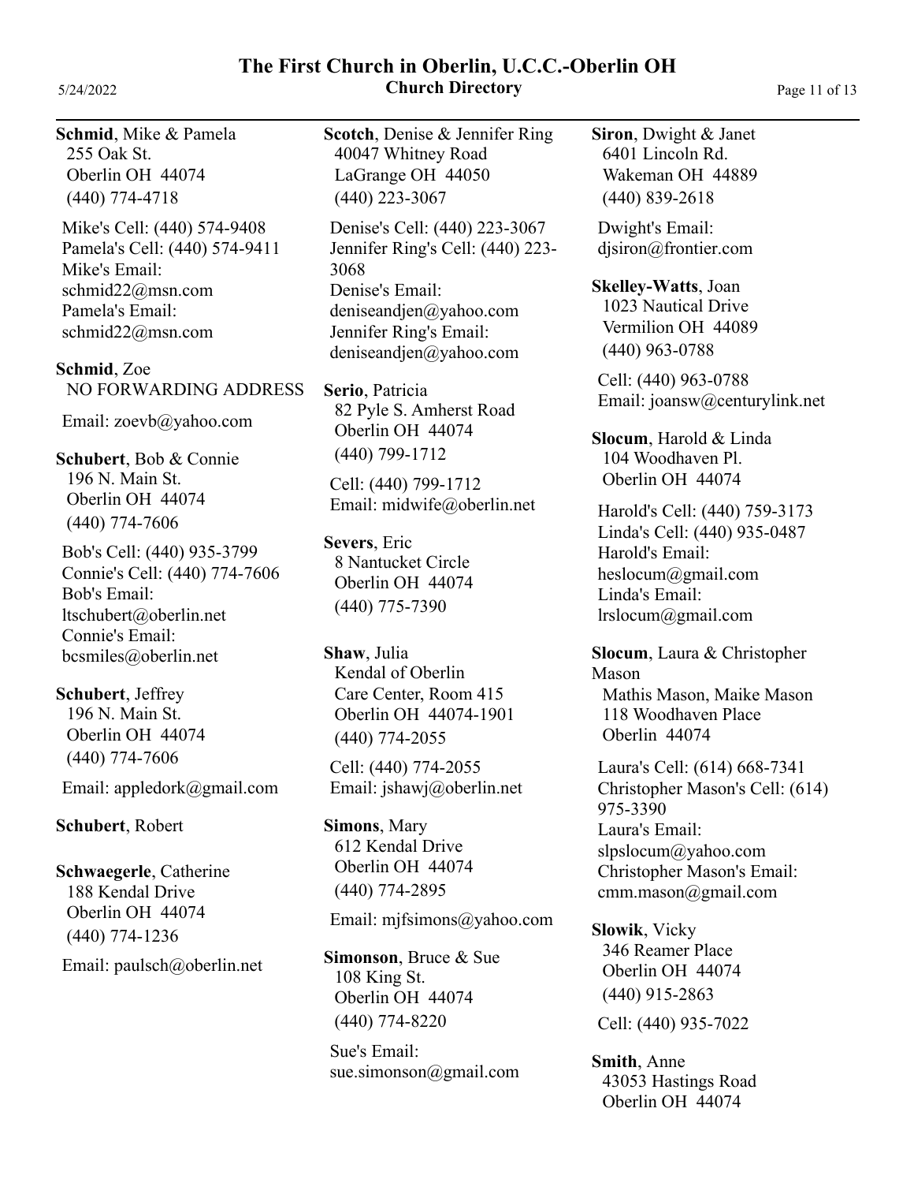**Schmid**, Mike & Pamela
255 Oak St.
Oberlin OH 44074
(440) 774-4718

Mike's Cell: (440) 574-9408
Pamela's Cell: (440) 574-9411
Mike's Email:
schmid22@msn.com
Pamela's Email:
schmid22@msn.com

**Schmid**, Zoe
NO FORWARDING ADDRESS

Email: zoevb@yahoo.com

**Schubert**, Bob & Connie
196 N. Main St.
Oberlin OH 44074
(440) 774-7606

Bob's Cell: (440) 935-3799
Connie's Cell: (440) 774-7606
Bob's Email:
ltschubert@oberlin.net
Connie's Email:
bcsmiles@oberlin.net

**Schubert**, Jeffrey
196 N. Main St.
Oberlin OH 44074
(440) 774-7606

Email: appledork@gmail.com

**Schubert**, Robert

**Schwaegerle**, Catherine
188 Kendal Drive
Oberlin OH 44074
(440) 774-1236

Email: paulsch@oberlin.net

**Scotch**, Denise & Jennifer Ring
40047 Whitney Road
LaGrange OH 44050
(440) 223-3067

Denise's Cell: (440) 223-3067
Jennifer Ring's Cell: (440) 223-3068
Denise's Email:
deniseandjen@yahoo.com
Jennifer Ring's Email:
deniseandjen@yahoo.com

**Serio**, Patricia
82 Pyle S. Amherst Road
Oberlin OH 44074
(440) 799-1712

Cell: (440) 799-1712
Email: midwife@oberlin.net

**Severs**, Eric
8 Nantucket Circle
Oberlin OH 44074
(440) 775-7390

**Shaw**, Julia
Kendal of Oberlin
Care Center, Room 415
Oberlin OH 44074-1901
(440) 774-2055

Cell: (440) 774-2055
Email: jshawj@oberlin.net

**Simons**, Mary
612 Kendal Drive
Oberlin OH 44074
(440) 774-2895

Email: mjfsimons@yahoo.com

**Simonson**, Bruce & Sue
108 King St.
Oberlin OH 44074
(440) 774-8220

Sue's Email:
sue.simonson@gmail.com

**Siron**, Dwight & Janet
6401 Lincoln Rd.
Wakeman OH 44889
(440) 839-2618

Dwight's Email:
djsiron@frontier.com

**Skelley-Watts**, Joan
1023 Nautical Drive
Vermilion OH 44089
(440) 963-0788

Cell: (440) 963-0788
Email: joansw@centurylink.net

**Slocum**, Harold & Linda
104 Woodhaven Pl.
Oberlin OH 44074

Harold's Cell: (440) 759-3173
Linda's Cell: (440) 935-0487
Harold's Email:
heslocum@gmail.com
Linda's Email:
lrslocum@gmail.com

**Slocum**, Laura & Christopher Mason
Mathis Mason, Maike Mason
118 Woodhaven Place
Oberlin 44074

Laura's Cell: (614) 668-7341
Christopher Mason's Cell: (614) 975-3390
Laura's Email:
slpslocum@yahoo.com
Christopher Mason's Email:
cmm.mason@gmail.com

**Slowik**, Vicky
346 Reamer Place
Oberlin OH 44074
(440) 915-2863

Cell: (440) 935-7022

**Smith**, Anne
43053 Hastings Road
Oberlin OH 44074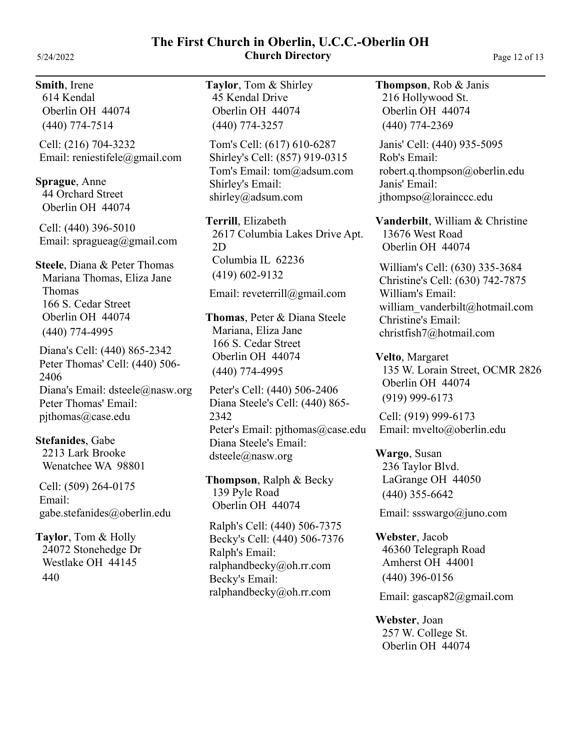**Smith**, Irene
614 Kendal
Oberlin OH 44074
(440) 774-7514

Cell: (216) 704-3232
Email: reniestifele@gmail.com

**Sprague**, Anne
44 Orchard Street
Oberlin OH 44074

Cell: (440) 396-5010
Email: spragueag@gmail.com

**Steele**, Diana & Peter Thomas
Mariana Thomas, Eliza Jane Thomas
166 S. Cedar Street
Oberlin OH 44074
(440) 774-4995

Diana's Cell: (440) 865-2342
Peter Thomas' Cell: (440) 506-2406
Diana's Email: dsteele@nasw.org
Peter Thomas' Email: pjthomas@case.edu

**Stefanides**, Gabe
2213 Lark Brooke
Wenatchee WA 98801

Cell: (509) 264-0175
Email: gabe.stefanides@oberlin.edu

**Taylor**, Tom & Holly
24072 Stonehedge Dr
Westlake OH 44145
440

**Taylor**, Tom & Shirley
45 Kendal Drive
Oberlin OH 44074
(440) 774-3257

Tom's Cell: (617) 610-6287
Shirley's Cell: (857) 919-0315
Tom's Email: tom@adsum.com
Shirley's Email: shirley@adsum.com

**Terrill**, Elizabeth
2617 Columbia Lakes Drive Apt. 2D
Columbia IL 62236
(419) 602-9132

Email: reveterrill@gmail.com

**Thomas**, Peter & Diana Steele
Mariana, Eliza Jane
166 S. Cedar Street
Oberlin OH 44074
(440) 774-4995

Peter's Cell: (440) 506-2406
Diana Steele's Cell: (440) 865-2342
Peter's Email: pjthomas@case.edu
Diana Steele's Email: dsteele@nasw.org

**Thompson**, Ralph & Becky
139 Pyle Road
Oberlin OH 44074

Ralph's Cell: (440) 506-7375
Becky's Cell: (440) 506-7376
Ralph's Email: ralphandbecky@oh.rr.com
Becky's Email: ralphandbecky@oh.rr.com

**Thompson**, Rob & Janis
216 Hollywood St.
Oberlin OH 44074
(440) 774-2369

Janis' Cell: (440) 935-5095
Rob's Email: robert.q.thompson@oberlin.edu
Janis' Email: jthompso@lorainccc.edu

**Vanderbilt**, William & Christine
13676 West Road
Oberlin OH 44074

William's Cell: (630) 335-3684
Christine's Cell: (630) 742-7875
William's Email: william_vanderbilt@hotmail.com
Christine's Email: christfish7@hotmail.com

**Velto**, Margaret
135 W. Lorain Street, OCMR 2826
Oberlin OH 44074
(919) 999-6173

Cell: (919) 999-6173
Email: mvelto@oberlin.edu

**Wargo**, Susan
236 Taylor Blvd.
LaGrange OH 44050
(440) 355-6642

Email: ssswargo@juno.com

**Webster**, Jacob
46360 Telegraph Road
Amherst OH 44001
(440) 396-0156

Email: gascap82@gmail.com

**Webster**, Joan
257 W. College St.
Oberlin OH 44074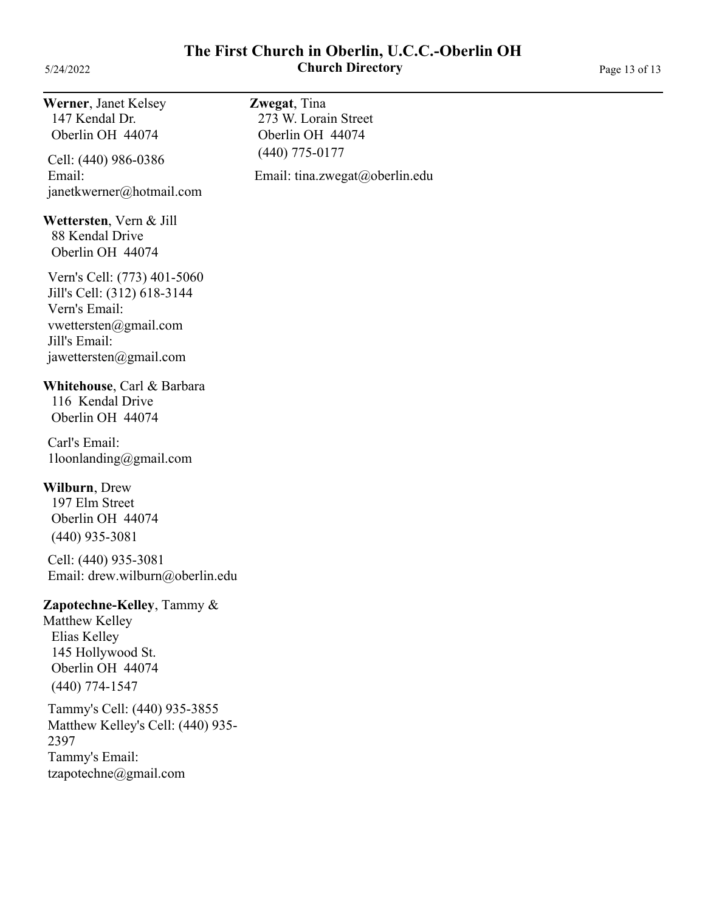**Werner**, Janet Kelsey
147 Kendal Dr.
Oberlin OH 44074

Cell: (440) 986-0386
Email:
janetkwerner@hotmail.com

**Wettersten**, Vern & Jill
88 Kendal Drive
Oberlin OH 44074

Vern's Cell: (773) 401-5060
Jill's Cell: (312) 618-3144
Vern's Email:
vwettersten@gmail.com
Jill's Email:
jawettersten@gmail.com

**Whitehouse**, Carl & Barbara
116 Kendal Drive
Oberlin OH 44074

Carl's Email:
1loonlanding@gmail.com

**Wilburn**, Drew
197 Elm Street
Oberlin OH 44074
(440) 935-3081

Cell: (440) 935-3081
Email: drew.wilburn@oberlin.edu

**Zapotechne-Kelley**, Tammy & Matthew Kelley
Elias Kelley
145 Hollywood St.
Oberlin OH 44074
(440) 774-1547

Tammy's Cell: (440) 935-3855
Matthew Kelley's Cell: (440) 935-2397
Tammy's Email:
tzapotechne@gmail.com

**Zwegat**, Tina
273 W. Lorain Street
Oberlin OH 44074
(440) 775-0177

Email: tina.zwegat@oberlin.edu